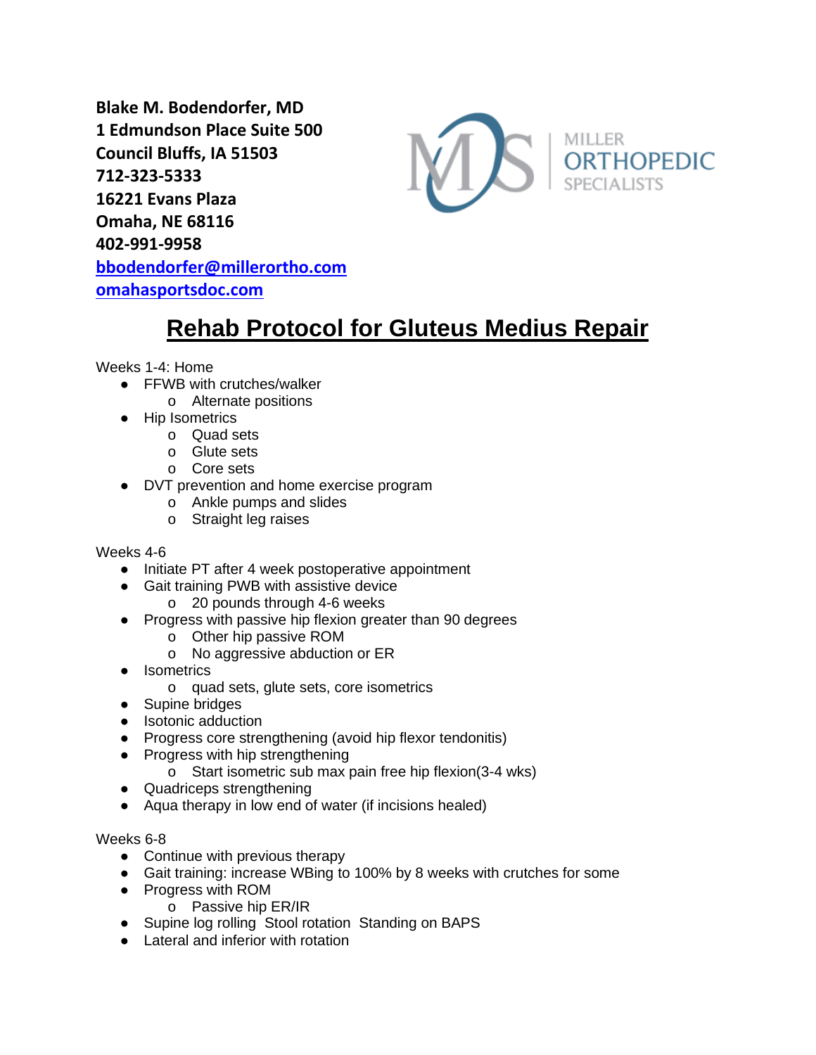**Blake M. Bodendorfer, MD**
**1 Edmundson Place Suite 500**
**Council Bluffs, IA 51503**
**712-323-5333**
**16221 Evans Plaza**
**Omaha, NE 68116**
**402-991-9958**
**[bbodendorfer@millerortho.com](mailto:bbodendorfer@millerortho.com)**
**[omahasportsdoc.com](http://omahasportsdoc.com)**

MILLER ORTHOPEDIC SPECIALISTS

# Rehab Protocol for Gluteus Medius Repair

Weeks 1-4: Home

- FFWB with crutches/walker
  - Alternate positions
- Hip Isometrics
  - Quad sets
  - Glute sets
  - Core sets
- DVT prevention and home exercise program
  - Ankle pumps and slides
  - Straight leg raises

Weeks 4-6

- Initiate PT after 4 week postoperative appointment
- Gait training PWB with assistive device
  - 20 pounds through 4-6 weeks
- Progress with passive hip flexion greater than 90 degrees
  - Other hip passive ROM
  - No aggressive abduction or ER
- Isometrics
  - quad sets, glute sets, core isometrics
- Supine bridges
- Isotonic adduction
- Progress core strengthening (avoid hip flexor tendonitis)
- Progress with hip strengthening
  - Start isometric sub max pain free hip flexion(3-4 wks)
- Quadriceps strengthening
- Aqua therapy in low end of water (if incisions healed)

Weeks 6-8

- Continue with previous therapy
- Gait training: increase WBing to 100% by 8 weeks with crutches for some
- Progress with ROM
  - Passive hip ER/IR
- Supine log rolling Stool rotation Standing on BAPS
- Lateral and inferior with rotation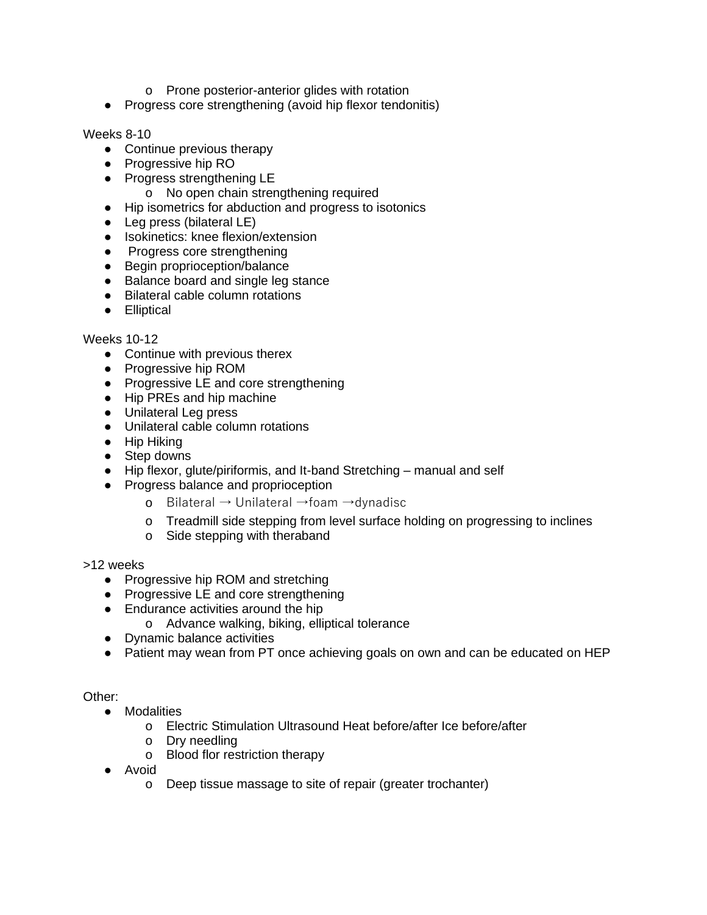- Prone posterior-anterior glides with rotation
- Progress core strengthening (avoid hip flexor tendonitis)

Weeks 8-10

- Continue previous therapy
- Progressive hip RO
- Progress strengthening LE
  - No open chain strengthening required
- Hip isometrics for abduction and progress to isotonics
- Leg press (bilateral LE)
- Isokinetics: knee flexion/extension
- Progress core strengthening
- Begin proprioception/balance
- Balance board and single leg stance
- Bilateral cable column rotations
- Elliptical

Weeks 10-12

- Continue with previous therex
- Progressive hip ROM
- Progressive LE and core strengthening
- Hip PREs and hip machine
- Unilateral Leg press
- Unilateral cable column rotations
- Hip Hiking
- Step downs
- Hip flexor, glute/piriformis, and It-band Stretching – manual and self
- Progress balance and proprioception
  - Bilateral → Unilateral →foam →dynadisc
  - Treadmill side stepping from level surface holding on progressing to inclines
  - Side stepping with theraband

>12 weeks

- Progressive hip ROM and stretching
- Progressive LE and core strengthening
- Endurance activities around the hip
  - Advance walking, biking, elliptical tolerance
- Dynamic balance activities
- Patient may wean from PT once achieving goals on own and can be educated on HEP

Other:

- Modalities
  - Electric Stimulation Ultrasound Heat before/after Ice before/after
  - Dry needling
  - Blood flor restriction therapy
- Avoid
  - Deep tissue massage to site of repair (greater trochanter)